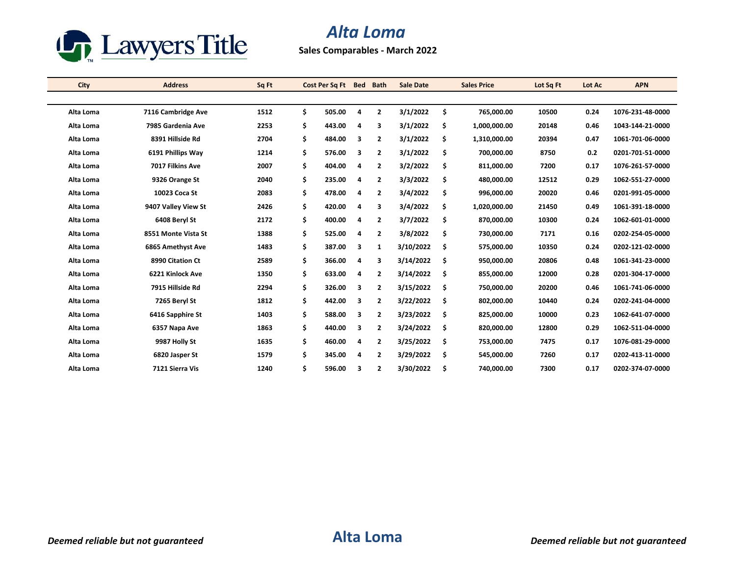Lawyers Title

# Alta Loma

**Sales Comparables - March 2022**

| City | Address | Sq Ft | Cost Per Sq Ft | Bed | Bath | Sale Date | Sales Price | Lot Sq Ft | Lot Ac | APN |
|---|---|---|---|---|---|---|---|---|---|---|
| Alta Loma | 7116 Cambridge Ave | 1512 | $ 505.00 | 4 | 2 | 3/1/2022 | $ 765,000.00 | 10500 | 0.24 | 1076-231-48-0000 |
| Alta Loma | 7985 Gardenia Ave | 2253 | $ 443.00 | 4 | 3 | 3/1/2022 | $ 1,000,000.00 | 20148 | 0.46 | 1043-144-21-0000 |
| Alta Loma | 8391 Hillside Rd | 2704 | $ 484.00 | 3 | 2 | 3/1/2022 | $ 1,310,000.00 | 20394 | 0.47 | 1061-701-06-0000 |
| Alta Loma | 6191 Phillips Way | 1214 | $ 576.00 | 3 | 2 | 3/1/2022 | $ 700,000.00 | 8750 | 0.2 | 0201-701-51-0000 |
| Alta Loma | 7017 Filkins Ave | 2007 | $ 404.00 | 4 | 2 | 3/2/2022 | $ 811,000.00 | 7200 | 0.17 | 1076-261-57-0000 |
| Alta Loma | 9326 Orange St | 2040 | $ 235.00 | 4 | 2 | 3/3/2022 | $ 480,000.00 | 12512 | 0.29 | 1062-551-27-0000 |
| Alta Loma | 10023 Coca St | 2083 | $ 478.00 | 4 | 2 | 3/4/2022 | $ 996,000.00 | 20020 | 0.46 | 0201-991-05-0000 |
| Alta Loma | 9407 Valley View St | 2426 | $ 420.00 | 4 | 3 | 3/4/2022 | $ 1,020,000.00 | 21450 | 0.49 | 1061-391-18-0000 |
| Alta Loma | 6408 Beryl St | 2172 | $ 400.00 | 4 | 2 | 3/7/2022 | $ 870,000.00 | 10300 | 0.24 | 1062-601-01-0000 |
| Alta Loma | 8551 Monte Vista St | 1388 | $ 525.00 | 4 | 2 | 3/8/2022 | $ 730,000.00 | 7171 | 0.16 | 0202-254-05-0000 |
| Alta Loma | 6865 Amethyst Ave | 1483 | $ 387.00 | 3 | 1 | 3/10/2022 | $ 575,000.00 | 10350 | 0.24 | 0202-121-02-0000 |
| Alta Loma | 8990 Citation Ct | 2589 | $ 366.00 | 4 | 3 | 3/14/2022 | $ 950,000.00 | 20806 | 0.48 | 1061-341-23-0000 |
| Alta Loma | 6221 Kinlock Ave | 1350 | $ 633.00 | 4 | 2 | 3/14/2022 | $ 855,000.00 | 12000 | 0.28 | 0201-304-17-0000 |
| Alta Loma | 7915 Hillside Rd | 2294 | $ 326.00 | 3 | 2 | 3/15/2022 | $ 750,000.00 | 20200 | 0.46 | 1061-741-06-0000 |
| Alta Loma | 7265 Beryl St | 1812 | $ 442.00 | 3 | 2 | 3/22/2022 | $ 802,000.00 | 10440 | 0.24 | 0202-241-04-0000 |
| Alta Loma | 6416 Sapphire St | 1403 | $ 588.00 | 3 | 2 | 3/23/2022 | $ 825,000.00 | 10000 | 0.23 | 1062-641-07-0000 |
| Alta Loma | 6357 Napa Ave | 1863 | $ 440.00 | 3 | 2 | 3/24/2022 | $ 820,000.00 | 12800 | 0.29 | 1062-511-04-0000 |
| Alta Loma | 9987 Holly St | 1635 | $ 460.00 | 4 | 2 | 3/25/2022 | $ 753,000.00 | 7475 | 0.17 | 1076-081-29-0000 |
| Alta Loma | 6820 Jasper St | 1579 | $ 345.00 | 4 | 2 | 3/29/2022 | $ 545,000.00 | 7260 | 0.17 | 0202-413-11-0000 |
| Alta Loma | 7121 Sierra Vis | 1240 | $ 596.00 | 3 | 2 | 3/30/2022 | $ 740,000.00 | 7300 | 0.17 | 0202-374-07-0000 |

*Deemed reliable but not guaranteed*

**Alta Loma**

*Deemed reliable but not guaranteed*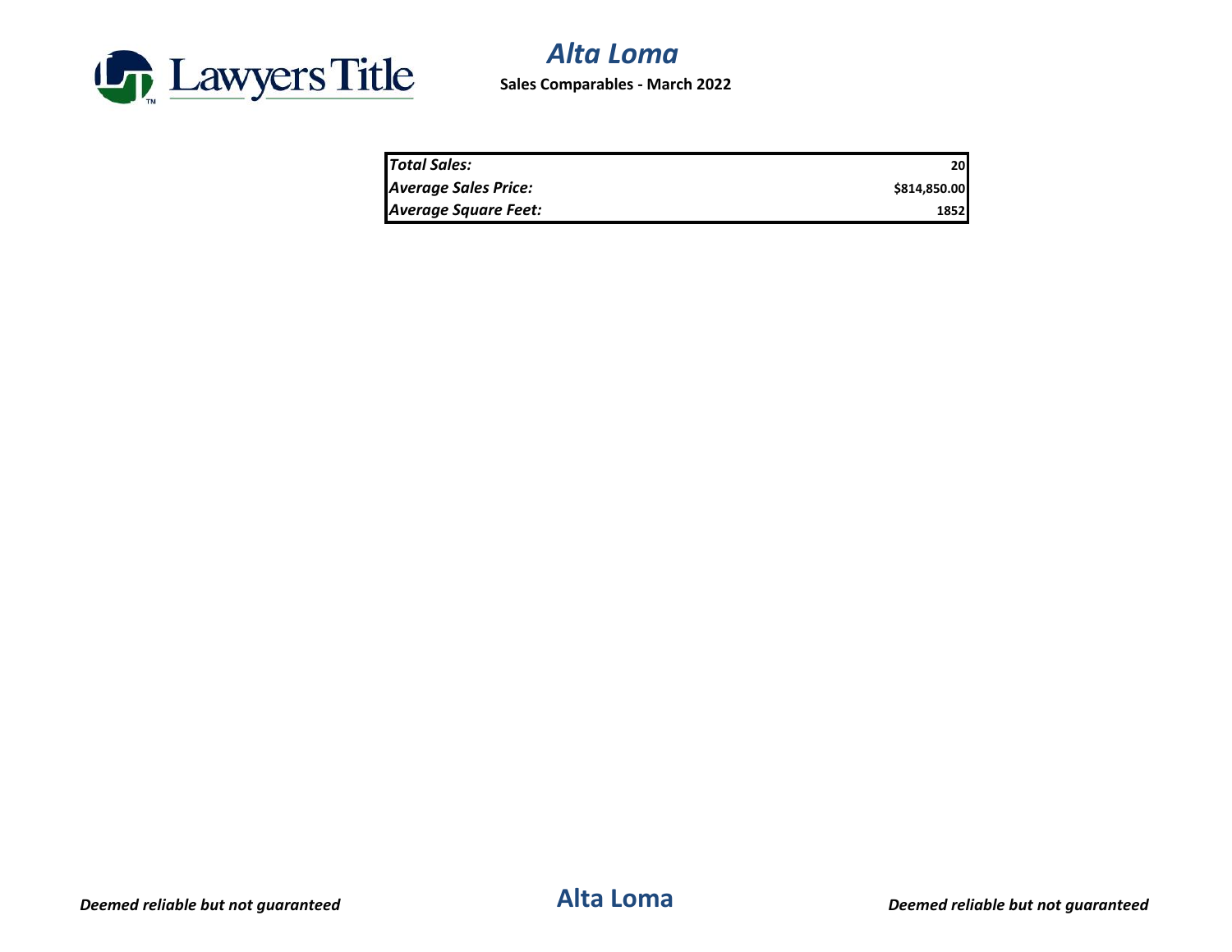# *Alta Loma*

**Sales Comparables - March 2022**

| | |
|---|---|
| ***Total Sales:*** | **20** |
| ***Average Sales Price:*** | **$814,850.00** |
| ***Average Square Feet:*** | **1852** |

***Deemed reliable but not guaranteed***

**Alta Loma**

***Deemed reliable but not guaranteed***